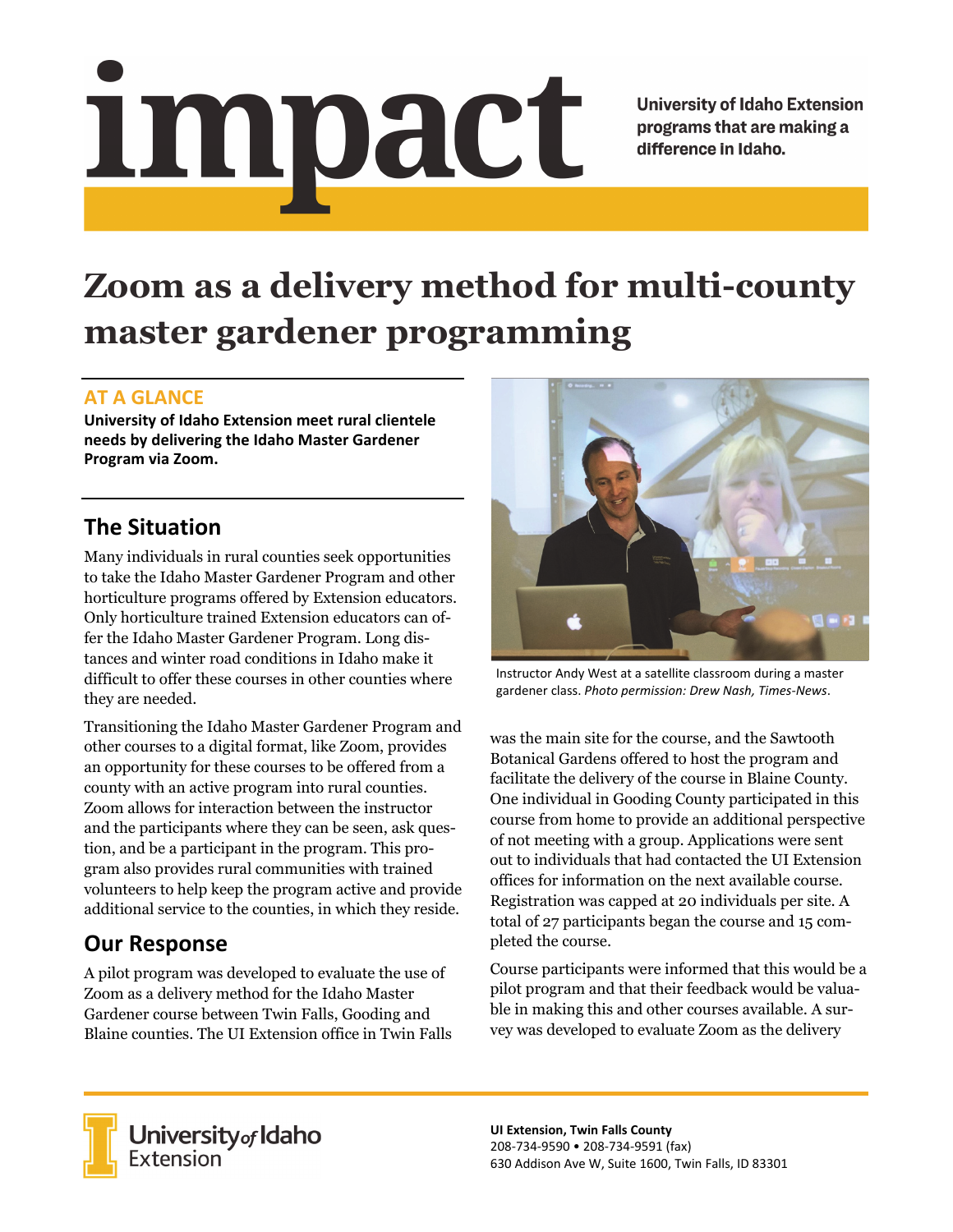# impact

University of Idaho Extension programs that are making a difference in Idaho.

# Zoom as a delivery method for multi-county master gardener programming

## AT A GLANCE

**University of Idaho Extension meet rural clientele needs by delivering the Idaho Master Gardener Program via Zoom.**

## The Situation

Many individuals in rural counties seek opportunities to take the Idaho Master Gardener Program and other horticulture programs offered by Extension educators. Only horticulture trained Extension educators can offer the Idaho Master Gardener Program. Long distances and winter road conditions in Idaho make it difficult to offer these courses in other counties where they are needed.

Transitioning the Idaho Master Gardener Program and other courses to a digital format, like Zoom, provides an opportunity for these courses to be offered from a county with an active program into rural counties. Zoom allows for interaction between the instructor and the participants where they can be seen, ask question, and be a participant in the program. This program also provides rural communities with trained volunteers to help keep the program active and provide additional service to the counties, in which they reside.

## Our Response

A pilot program was developed to evaluate the use of Zoom as a delivery method for the Idaho Master Gardener course between Twin Falls, Gooding and Blaine counties. The UI Extension office in Twin Falls was the main site for the course, and the Sawtooth Botanical Gardens offered to host the program and facilitate the delivery of the course in Blaine County. One individual in Gooding County participated in this course from home to provide an additional perspective of not meeting with a group. Applications were sent out to individuals that had contacted the UI Extension offices for information on the next available course. Registration was capped at 20 individuals per site. A total of 27 participants began the course and 15 completed the course.

Instructor Andy West at a satellite classroom during a master gardener class. *Photo permission: Drew Nash, Times-News*.

Course participants were informed that this would be a pilot program and that their feedback would be valuable in making this and other courses available. A survey was developed to evaluate Zoom as the delivery

University of Idaho Extension

**UI Extension, Twin Falls County**
208-734-9590 • 208-734-9591 (fax)
630 Addison Ave W, Suite 1600, Twin Falls, ID 83301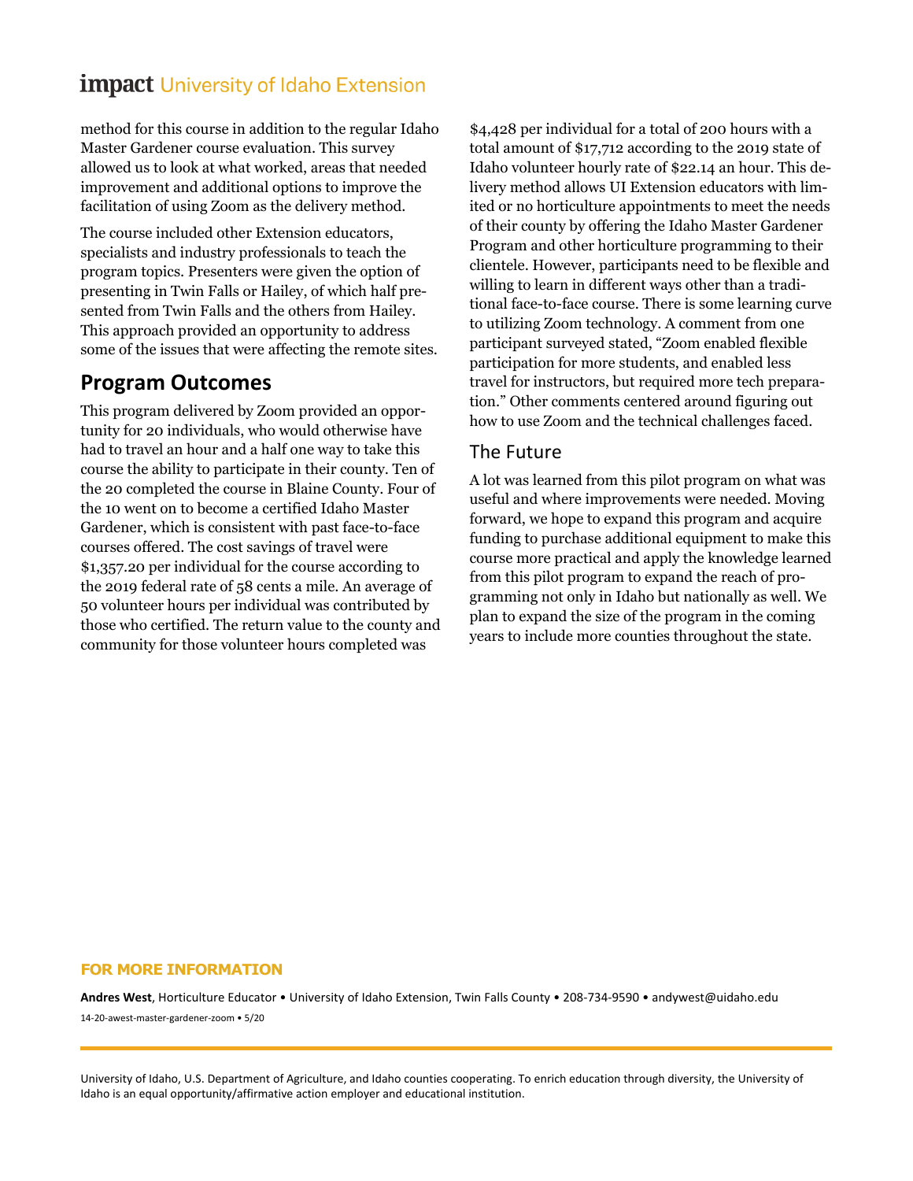method for this course in addition to the regular Idaho Master Gardener course evaluation. This survey allowed us to look at what worked, areas that needed improvement and additional options to improve the facilitation of using Zoom as the delivery method.

The course included other Extension educators, specialists and industry professionals to teach the program topics. Presenters were given the option of presenting in Twin Falls or Hailey, of which half presented from Twin Falls and the others from Hailey. This approach provided an opportunity to address some of the issues that were affecting the remote sites.

## Program Outcomes

This program delivered by Zoom provided an opportunity for 20 individuals, who would otherwise have had to travel an hour and a half one way to take this course the ability to participate in their county. Ten of the 20 completed the course in Blaine County. Four of the 10 went on to become a certified Idaho Master Gardener, which is consistent with past face-to-face courses offered. The cost savings of travel were $1,357.20 per individual for the course according to the 2019 federal rate of 58 cents a mile. An average of 50 volunteer hours per individual was contributed by those who certified. The return value to the county and community for those volunteer hours completed was $4,428 per individual for a total of 200 hours with a total amount of $17,712 according to the 2019 state of Idaho volunteer hourly rate of $22.14 an hour. This delivery method allows UI Extension educators with limited or no horticulture appointments to meet the needs of their county by offering the Idaho Master Gardener Program and other horticulture programming to their clientele. However, participants need to be flexible and willing to learn in different ways other than a traditional face-to-face course. There is some learning curve to utilizing Zoom technology. A comment from one participant surveyed stated, "Zoom enabled flexible participation for more students, and enabled less travel for instructors, but required more tech preparation." Other comments centered around figuring out how to use Zoom and the technical challenges faced.

### The Future

A lot was learned from this pilot program on what was useful and where improvements were needed. Moving forward, we hope to expand this program and acquire funding to purchase additional equipment to make this course more practical and apply the knowledge learned from this pilot program to expand the reach of programming not only in Idaho but nationally as well. We plan to expand the size of the program in the coming years to include more counties throughout the state.

**FOR MORE INFORMATION**

**Andres West**, Horticulture Educator • University of Idaho Extension, Twin Falls County • 208-734-9590 • andywest@uidaho.edu

14-20-awest-master-gardener-zoom • 5/20

University of Idaho, U.S. Department of Agriculture, and Idaho counties cooperating. To enrich education through diversity, the University of Idaho is an equal opportunity/affirmative action employer and educational institution.